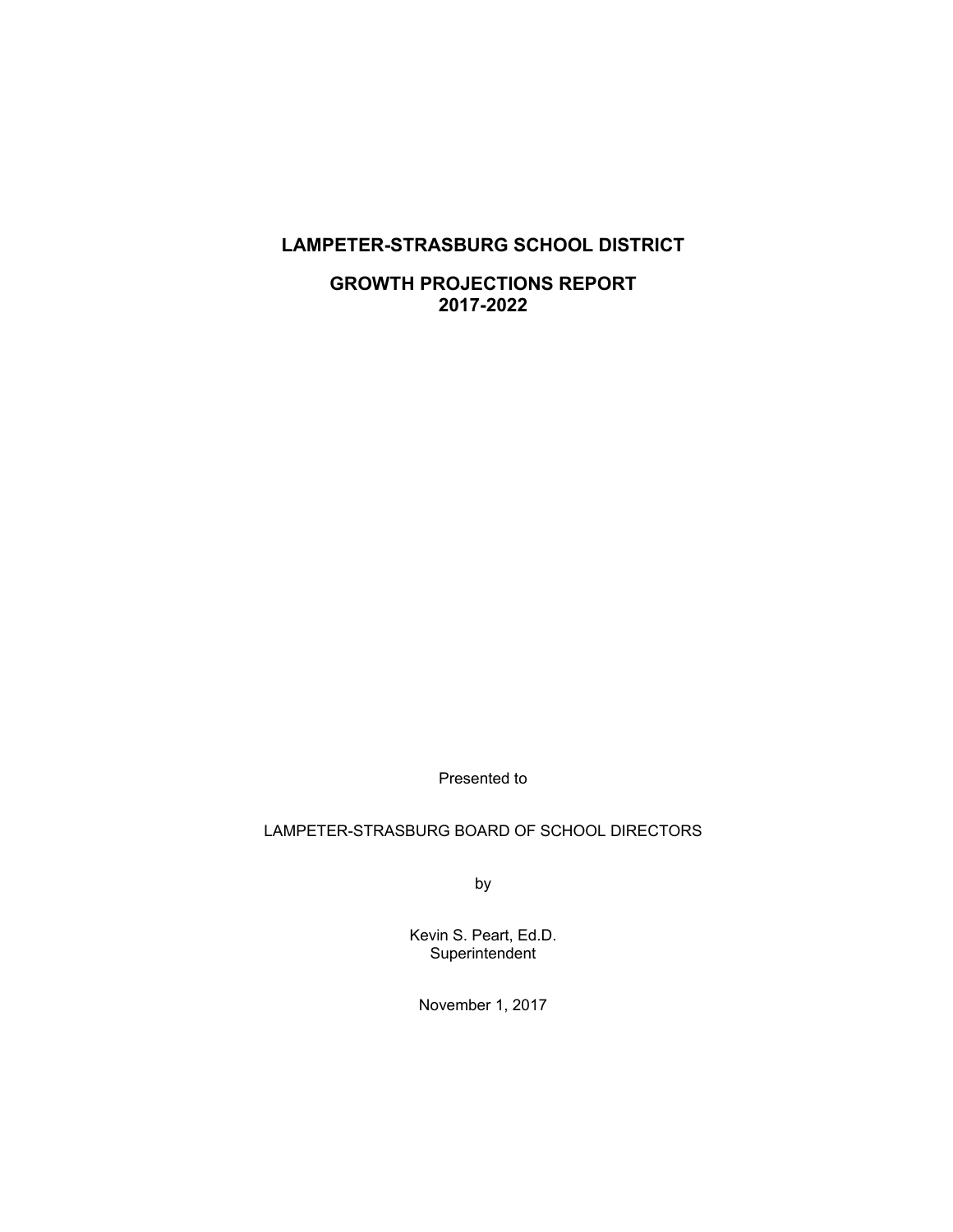# LAMPETER-STRASBURG SCHOOL DISTRICT

## GROWTH PROJECTIONS REPORT
## 2017-2022

Presented to

LAMPETER-STRASBURG BOARD OF SCHOOL DIRECTORS

by

Kevin S. Peart, Ed.D.
Superintendent

November 1, 2017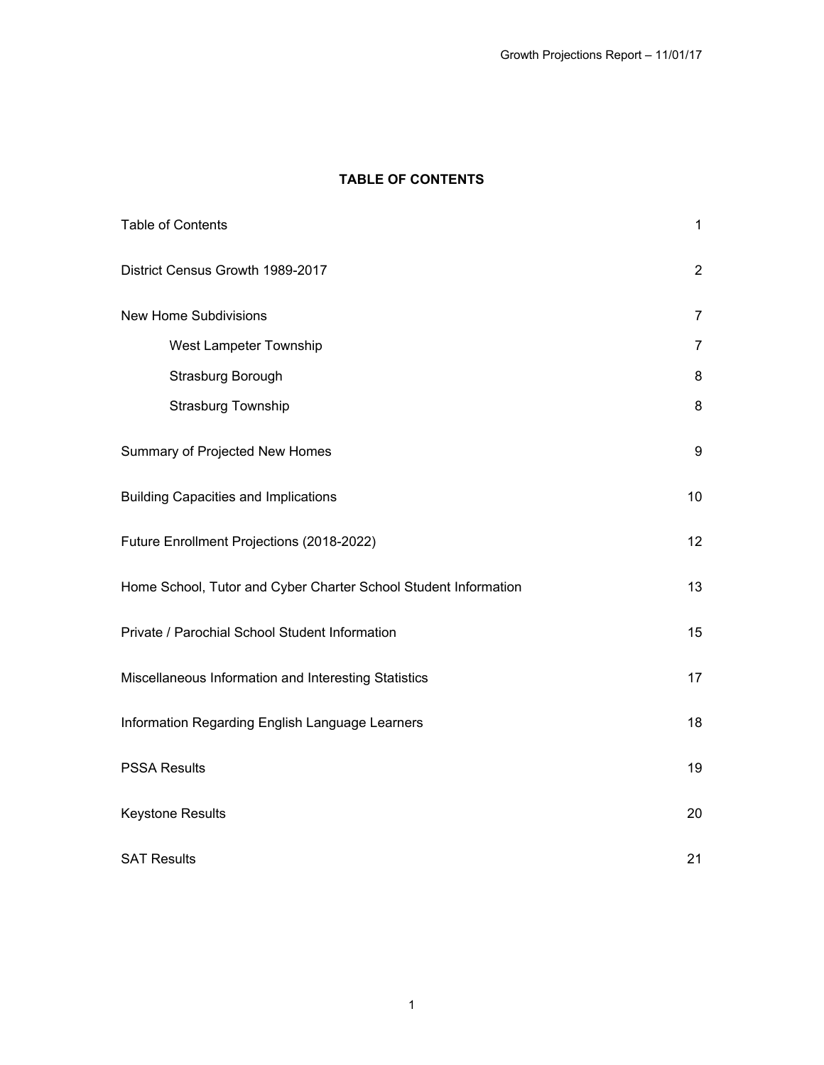## TABLE OF CONTENTS

| | |
|---|---|
| Table of Contents | 1 |
| District Census Growth 1989-2017 | 2 |
| New Home Subdivisions | 7 |
| &nbsp;&nbsp;&nbsp;&nbsp;West Lampeter Township | 7 |
| &nbsp;&nbsp;&nbsp;&nbsp;Strasburg Borough | 8 |
| &nbsp;&nbsp;&nbsp;&nbsp;Strasburg Township | 8 |
| Summary of Projected New Homes | 9 |
| Building Capacities and Implications | 10 |
| Future Enrollment Projections (2018-2022) | 12 |
| Home School, Tutor and Cyber Charter School Student Information | 13 |
| Private / Parochial School Student Information | 15 |
| Miscellaneous Information and Interesting Statistics | 17 |
| Information Regarding English Language Learners | 18 |
| PSSA Results | 19 |
| Keystone Results | 20 |
| SAT Results | 21 |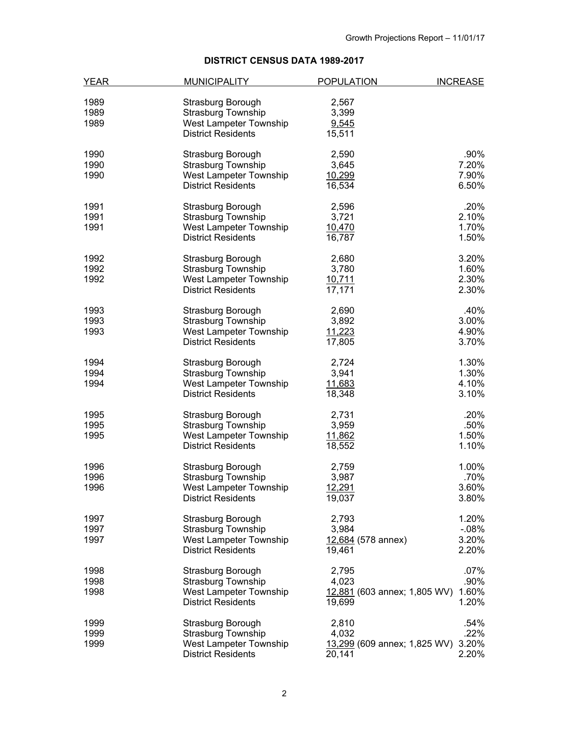## DISTRICT CENSUS DATA 1989-2017

| YEAR | MUNICIPALITY | POPULATION | INCREASE |
|---|---|---|---|
| 1989 | Strasburg Borough | 2,567 | |
| 1989 | Strasburg Township | 3,399 | |
| 1989 | West Lampeter Township | 9,545 | |
| | District Residents | 15,511 | |
| 1990 | Strasburg Borough | 2,590 | .90% |
| 1990 | Strasburg Township | 3,645 | 7.20% |
| 1990 | West Lampeter Township | 10,299 | 7.90% |
| | District Residents | 16,534 | 6.50% |
| 1991 | Strasburg Borough | 2,596 | .20% |
| 1991 | Strasburg Township | 3,721 | 2.10% |
| 1991 | West Lampeter Township | 10,470 | 1.70% |
| | District Residents | 16,787 | 1.50% |
| 1992 | Strasburg Borough | 2,680 | 3.20% |
| 1992 | Strasburg Township | 3,780 | 1.60% |
| 1992 | West Lampeter Township | 10,711 | 2.30% |
| | District Residents | 17,171 | 2.30% |
| 1993 | Strasburg Borough | 2,690 | .40% |
| 1993 | Strasburg Township | 3,892 | 3.00% |
| 1993 | West Lampeter Township | 11,223 | 4.90% |
| | District Residents | 17,805 | 3.70% |
| 1994 | Strasburg Borough | 2,724 | 1.30% |
| 1994 | Strasburg Township | 3,941 | 1.30% |
| 1994 | West Lampeter Township | 11,683 | 4.10% |
| | District Residents | 18,348 | 3.10% |
| 1995 | Strasburg Borough | 2,731 | .20% |
| 1995 | Strasburg Township | 3,959 | .50% |
| 1995 | West Lampeter Township | 11,862 | 1.50% |
| | District Residents | 18,552 | 1.10% |
| 1996 | Strasburg Borough | 2,759 | 1.00% |
| 1996 | Strasburg Township | 3,987 | .70% |
| 1996 | West Lampeter Township | 12,291 | 3.60% |
| | District Residents | 19,037 | 3.80% |
| 1997 | Strasburg Borough | 2,793 | 1.20% |
| 1997 | Strasburg Township | 3,984 | -.08% |
| 1997 | West Lampeter Township | 12,684 (578 annex) | 3.20% |
| | District Residents | 19,461 | 2.20% |
| 1998 | Strasburg Borough | 2,795 | .07% |
| 1998 | Strasburg Township | 4,023 | .90% |
| 1998 | West Lampeter Township | 12,881 (603 annex; 1,805 WV) | 1.60% |
| | District Residents | 19,699 | 1.20% |
| 1999 | Strasburg Borough | 2,810 | .54% |
| 1999 | Strasburg Township | 4,032 | .22% |
| 1999 | West Lampeter Township | 13,299 (609 annex; 1,825 WV) | 3.20% |
| | District Residents | 20,141 | 2.20% |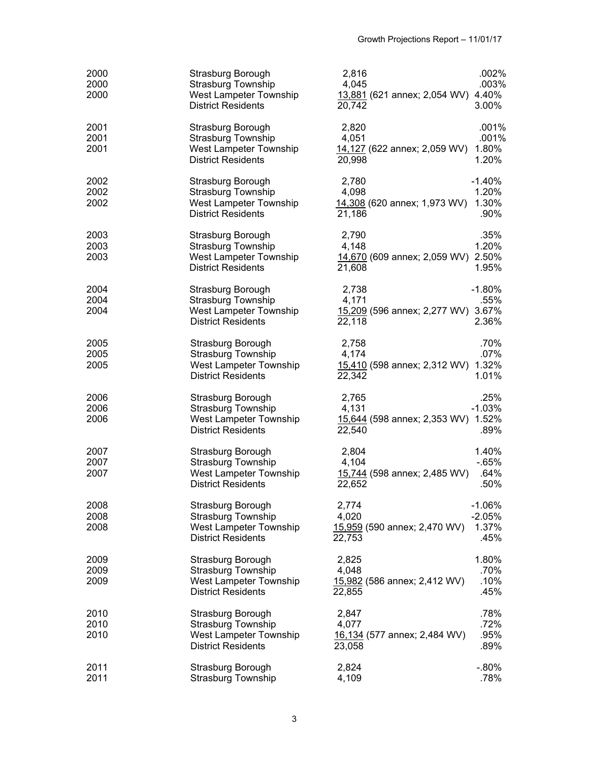| Year | Municipality | Population | % Change |
|---|---|---|---|
| 2000 | Strasburg Borough | 2,816 | .002% |
| 2000 | Strasburg Township | 4,045 | .003% |
| 2000 | West Lampeter Township | 13,881 (621 annex; 2,054 WV) | 4.40% |
| | District Residents | 20,742 | 3.00% |
| 2001 | Strasburg Borough | 2,820 | .001% |
| 2001 | Strasburg Township | 4,051 | .001% |
| 2001 | West Lampeter Township | 14,127 (622 annex; 2,059 WV) | 1.80% |
| | District Residents | 20,998 | 1.20% |
| 2002 | Strasburg Borough | 2,780 | -1.40% |
| 2002 | Strasburg Township | 4,098 | 1.20% |
| 2002 | West Lampeter Township | 14,308 (620 annex; 1,973 WV) | 1.30% |
| | District Residents | 21,186 | .90% |
| 2003 | Strasburg Borough | 2,790 | .35% |
| 2003 | Strasburg Township | 4,148 | 1.20% |
| 2003 | West Lampeter Township | 14,670 (609 annex; 2,059 WV) | 2.50% |
| | District Residents | 21,608 | 1.95% |
| 2004 | Strasburg Borough | 2,738 | -1.80% |
| 2004 | Strasburg Township | 4,171 | .55% |
| 2004 | West Lampeter Township | 15,209 (596 annex; 2,277 WV) | 3.67% |
| | District Residents | 22,118 | 2.36% |
| 2005 | Strasburg Borough | 2,758 | .70% |
| 2005 | Strasburg Township | 4,174 | .07% |
| 2005 | West Lampeter Township | 15,410 (598 annex; 2,312 WV) | 1.32% |
| | District Residents | 22,342 | 1.01% |
| 2006 | Strasburg Borough | 2,765 | .25% |
| 2006 | Strasburg Township | 4,131 | -1.03% |
| 2006 | West Lampeter Township | 15,644 (598 annex; 2,353 WV) | 1.52% |
| | District Residents | 22,540 | .89% |
| 2007 | Strasburg Borough | 2,804 | 1.40% |
| 2007 | Strasburg Township | 4,104 | -.65% |
| 2007 | West Lampeter Township | 15,744 (598 annex; 2,485 WV) | .64% |
| | District Residents | 22,652 | .50% |
| 2008 | Strasburg Borough | 2,774 | -1.06% |
| 2008 | Strasburg Township | 4,020 | -2.05% |
| 2008 | West Lampeter Township | 15,959 (590 annex; 2,470 WV) | 1.37% |
| | District Residents | 22,753 | .45% |
| 2009 | Strasburg Borough | 2,825 | 1.80% |
| 2009 | Strasburg Township | 4,048 | .70% |
| 2009 | West Lampeter Township | 15,982 (586 annex; 2,412 WV) | .10% |
| | District Residents | 22,855 | .45% |
| 2010 | Strasburg Borough | 2,847 | .78% |
| 2010 | Strasburg Township | 4,077 | .72% |
| 2010 | West Lampeter Township | 16,134 (577 annex; 2,484 WV) | .95% |
| | District Residents | 23,058 | .89% |
| 2011 | Strasburg Borough | 2,824 | -.80% |
| 2011 | Strasburg Township | 4,109 | .78% |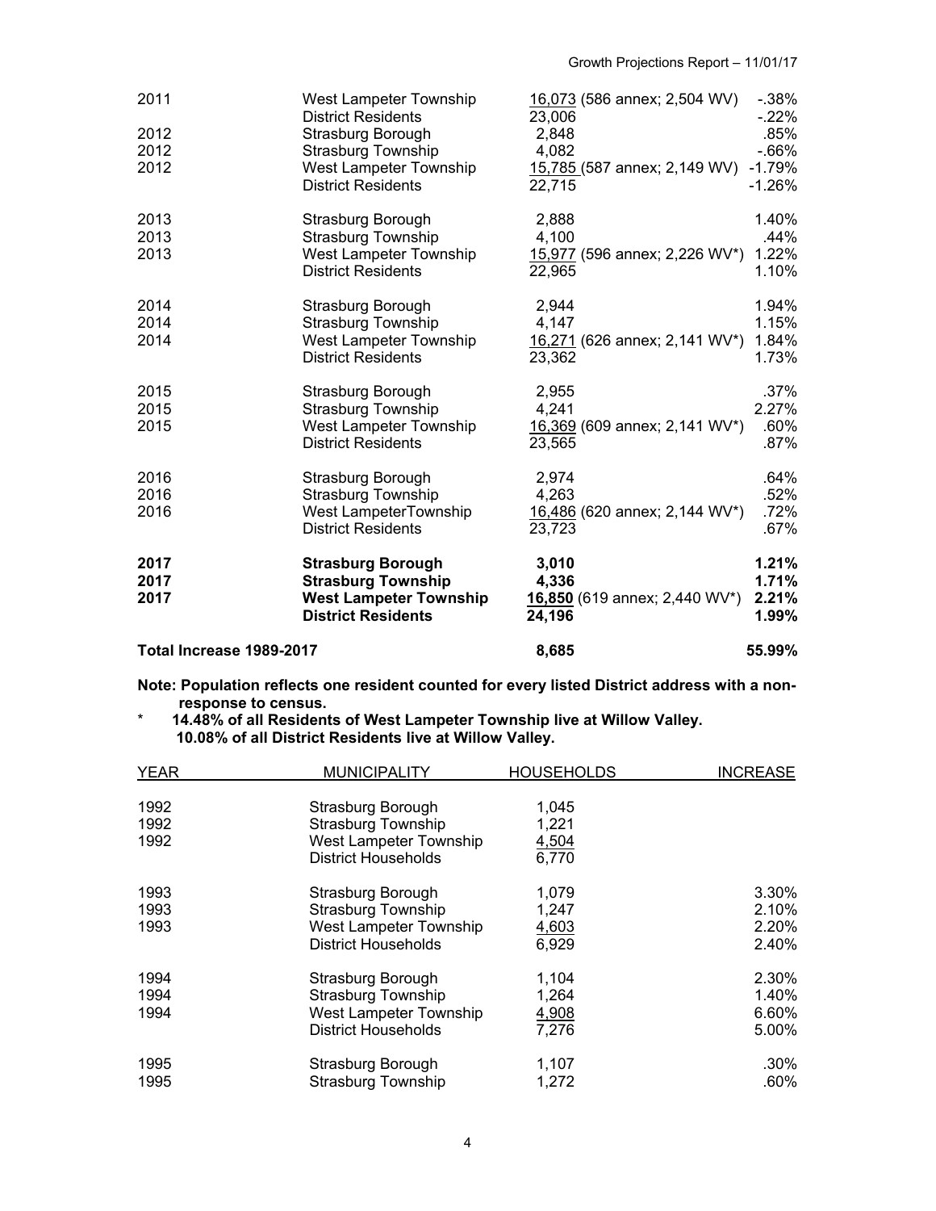| | | | |
|---|---|---|---|
| 2011 | West Lampeter Township | 16,073 (586 annex; 2,504 WV) | -.38% |
| | District Residents | 23,006 | -.22% |
| 2012 | Strasburg Borough | 2,848 | .85% |
| 2012 | Strasburg Township | 4,082 | -.66% |
| 2012 | West Lampeter Township | 15,785 (587 annex; 2,149 WV) | -1.79% |
| | District Residents | 22,715 | -1.26% |
| 2013 | Strasburg Borough | 2,888 | 1.40% |
| 2013 | Strasburg Township | 4,100 | .44% |
| 2013 | West Lampeter Township | 15,977 (596 annex; 2,226 WV*) | 1.22% |
| | District Residents | 22,965 | 1.10% |
| 2014 | Strasburg Borough | 2,944 | 1.94% |
| 2014 | Strasburg Township | 4,147 | 1.15% |
| 2014 | West Lampeter Township | 16,271 (626 annex; 2,141 WV*) | 1.84% |
| | District Residents | 23,362 | 1.73% |
| 2015 | Strasburg Borough | 2,955 | .37% |
| 2015 | Strasburg Township | 4,241 | 2.27% |
| 2015 | West Lampeter Township | 16,369 (609 annex; 2,141 WV*) | .60% |
| | District Residents | 23,565 | .87% |
| 2016 | Strasburg Borough | 2,974 | .64% |
| 2016 | Strasburg Township | 4,263 | .52% |
| 2016 | West LampeterTownship | 16,486 (620 annex; 2,144 WV*) | .72% |
| | District Residents | 23,723 | .67% |
| **2017** | **Strasburg Borough** | **3,010** | **1.21%** |
| **2017** | **Strasburg Township** | **4,336** | **1.71%** |
| **2017** | **West Lampeter Township** | **16,850** (619 annex; 2,440 WV*) | **2.21%** |
| | **District Residents** | **24,196** | **1.99%** |
| **Total Increase 1989-2017** | | **8,685** | **55.99%** |

**Note: Population reflects one resident counted for every listed District address with a non-response to census.**

\* **14.48% of all Residents of West Lampeter Township live at Willow Valley.**
**10.08% of all District Residents live at Willow Valley.**

| YEAR | MUNICIPALITY | HOUSEHOLDS | INCREASE |
|---|---|---|---|
| 1992 | Strasburg Borough | 1,045 | |
| 1992 | Strasburg Township | 1,221 | |
| 1992 | West Lampeter Township | 4,504 | |
| | District Households | 6,770 | |
| 1993 | Strasburg Borough | 1,079 | 3.30% |
| 1993 | Strasburg Township | 1,247 | 2.10% |
| 1993 | West Lampeter Township | 4,603 | 2.20% |
| | District Households | 6,929 | 2.40% |
| 1994 | Strasburg Borough | 1,104 | 2.30% |
| 1994 | Strasburg Township | 1,264 | 1.40% |
| 1994 | West Lampeter Township | 4,908 | 6.60% |
| | District Households | 7,276 | 5.00% |
| 1995 | Strasburg Borough | 1,107 | .30% |
| 1995 | Strasburg Township | 1,272 | .60% |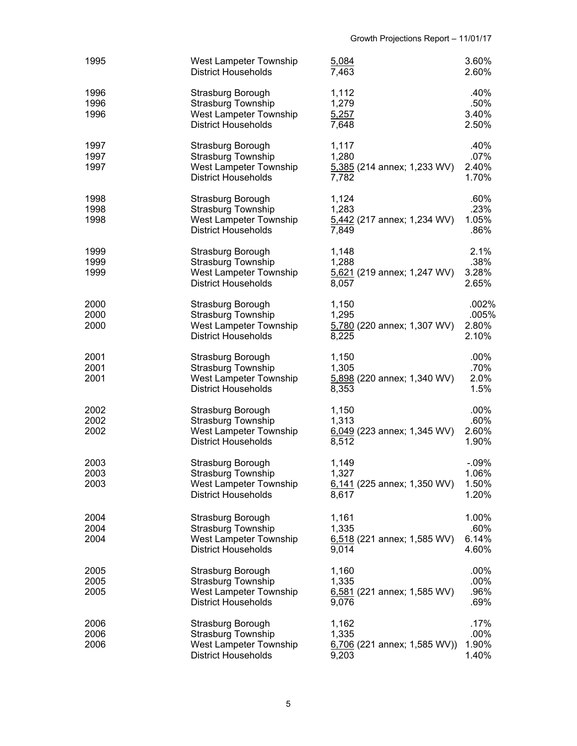| | | | |
|---|---|---|---|
| 1995 | West Lampeter Township | 5,084 | 3.60% |
| | District Households | 7,463 | 2.60% |
| 1996 | Strasburg Borough | 1,112 | .40% |
| 1996 | Strasburg Township | 1,279 | .50% |
| 1996 | West Lampeter Township | 5,257 | 3.40% |
| | District Households | 7,648 | 2.50% |
| 1997 | Strasburg Borough | 1,117 | .40% |
| 1997 | Strasburg Township | 1,280 | .07% |
| 1997 | West Lampeter Township | 5,385 (214 annex; 1,233 WV) | 2.40% |
| | District Households | 7,782 | 1.70% |
| 1998 | Strasburg Borough | 1,124 | .60% |
| 1998 | Strasburg Township | 1,283 | .23% |
| 1998 | West Lampeter Township | 5,442 (217 annex; 1,234 WV) | 1.05% |
| | District Households | 7,849 | .86% |
| 1999 | Strasburg Borough | 1,148 | 2.1% |
| 1999 | Strasburg Township | 1,288 | .38% |
| 1999 | West Lampeter Township | 5,621 (219 annex; 1,247 WV) | 3.28% |
| | District Households | 8,057 | 2.65% |
| 2000 | Strasburg Borough | 1,150 | .002% |
| 2000 | Strasburg Township | 1,295 | .005% |
| 2000 | West Lampeter Township | 5,780 (220 annex; 1,307 WV) | 2.80% |
| | District Households | 8,225 | 2.10% |
| 2001 | Strasburg Borough | 1,150 | .00% |
| 2001 | Strasburg Township | 1,305 | .70% |
| 2001 | West Lampeter Township | 5,898 (220 annex; 1,340 WV) | 2.0% |
| | District Households | 8,353 | 1.5% |
| 2002 | Strasburg Borough | 1,150 | .00% |
| 2002 | Strasburg Township | 1,313 | .60% |
| 2002 | West Lampeter Township | 6,049 (223 annex; 1,345 WV) | 2.60% |
| | District Households | 8,512 | 1.90% |
| 2003 | Strasburg Borough | 1,149 | -.09% |
| 2003 | Strasburg Township | 1,327 | 1.06% |
| 2003 | West Lampeter Township | 6,141 (225 annex; 1,350 WV) | 1.50% |
| | District Households | 8,617 | 1.20% |
| 2004 | Strasburg Borough | 1,161 | 1.00% |
| 2004 | Strasburg Township | 1,335 | .60% |
| 2004 | West Lampeter Township | 6,518 (221 annex; 1,585 WV) | 6.14% |
| | District Households | 9,014 | 4.60% |
| 2005 | Strasburg Borough | 1,160 | .00% |
| 2005 | Strasburg Township | 1,335 | .00% |
| 2005 | West Lampeter Township | 6,581 (221 annex; 1,585 WV) | .96% |
| | District Households | 9,076 | .69% |
| 2006 | Strasburg Borough | 1,162 | .17% |
| 2006 | Strasburg Township | 1,335 | .00% |
| 2006 | West Lampeter Township | 6,706 (221 annex; 1,585 WV)) | 1.90% |
| | District Households | 9,203 | 1.40% |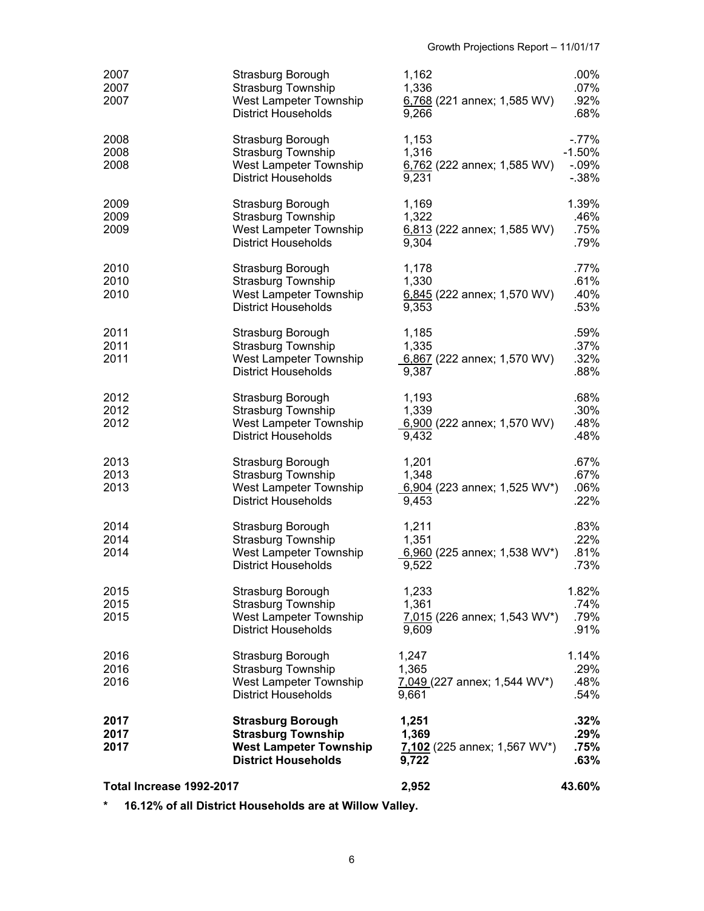| Year | Municipality | Households | % Change |
|---|---|---|---|
| 2007 | Strasburg Borough | 1,162 | .00% |
| 2007 | Strasburg Township | 1,336 | .07% |
| 2007 | West Lampeter Township | 6,768 (221 annex; 1,585 WV) | .92% |
| | District Households | 9,266 | .68% |
| 2008 | Strasburg Borough | 1,153 | -.77% |
| 2008 | Strasburg Township | 1,316 | -1.50% |
| 2008 | West Lampeter Township | 6,762 (222 annex; 1,585 WV) | -.09% |
| | District Households | 9,231 | -.38% |
| 2009 | Strasburg Borough | 1,169 | 1.39% |
| 2009 | Strasburg Township | 1,322 | .46% |
| 2009 | West Lampeter Township | 6,813 (222 annex; 1,585 WV) | .75% |
| | District Households | 9,304 | .79% |
| 2010 | Strasburg Borough | 1,178 | .77% |
| 2010 | Strasburg Township | 1,330 | .61% |
| 2010 | West Lampeter Township | 6,845 (222 annex; 1,570 WV) | .40% |
| | District Households | 9,353 | .53% |
| 2011 | Strasburg Borough | 1,185 | .59% |
| 2011 | Strasburg Township | 1,335 | .37% |
| 2011 | West Lampeter Township | 6,867 (222 annex; 1,570 WV) | .32% |
| | District Households | 9,387 | .88% |
| 2012 | Strasburg Borough | 1,193 | .68% |
| 2012 | Strasburg Township | 1,339 | .30% |
| 2012 | West Lampeter Township | 6,900 (222 annex; 1,570 WV) | .48% |
| | District Households | 9,432 | .48% |
| 2013 | Strasburg Borough | 1,201 | .67% |
| 2013 | Strasburg Township | 1,348 | .67% |
| 2013 | West Lampeter Township | 6,904 (223 annex; 1,525 WV*) | .06% |
| | District Households | 9,453 | .22% |
| 2014 | Strasburg Borough | 1,211 | .83% |
| 2014 | Strasburg Township | 1,351 | .22% |
| 2014 | West Lampeter Township | 6,960 (225 annex; 1,538 WV*) | .81% |
| | District Households | 9,522 | .73% |
| 2015 | Strasburg Borough | 1,233 | 1.82% |
| 2015 | Strasburg Township | 1,361 | .74% |
| 2015 | West Lampeter Township | 7,015 (226 annex; 1,543 WV*) | .79% |
| | District Households | 9,609 | .91% |
| 2016 | Strasburg Borough | 1,247 | 1.14% |
| 2016 | Strasburg Township | 1,365 | .29% |
| 2016 | West Lampeter Township | 7,049 (227 annex; 1,544 WV*) | .48% |
| | District Households | 9,661 | .54% |
| **2017** | **Strasburg Borough** | **1,251** | **.32%** |
| **2017** | **Strasburg Township** | **1,369** | **.29%** |
| **2017** | **West Lampeter Township** | **7,102** (225 annex; 1,567 WV*) | **.75%** |
| | **District Households** | **9,722** | **.63%** |
| **Total Increase 1992-2017** | | **2,952** | **43.60%** |

**\* 16.12% of all District Households are at Willow Valley.**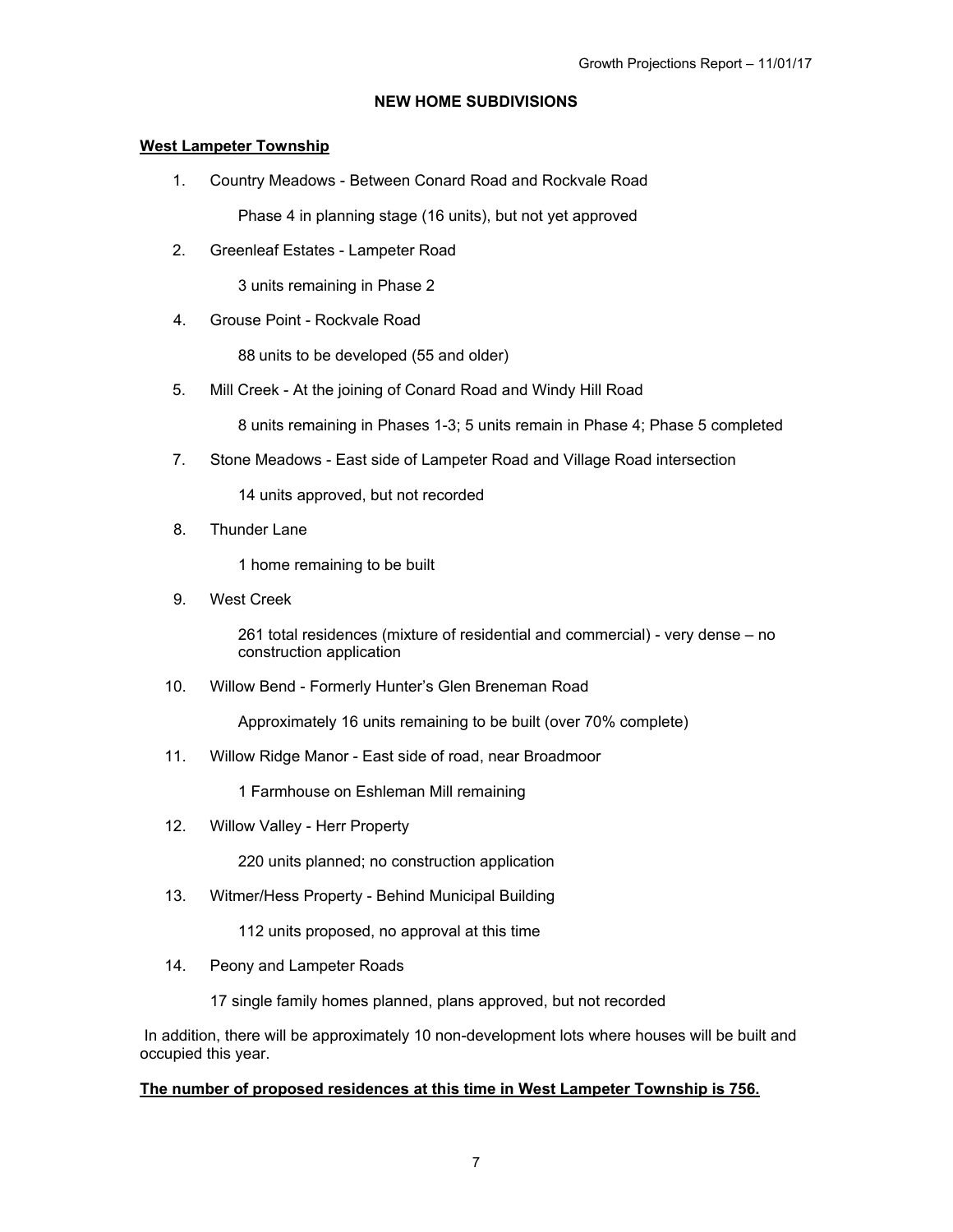## NEW HOME SUBDIVISIONS

### West Lampeter Township

1. Country Meadows - Between Conard Road and Rockvale Road

   Phase 4 in planning stage (16 units), but not yet approved

2. Greenleaf Estates - Lampeter Road

   3 units remaining in Phase 2

4. Grouse Point - Rockvale Road

   88 units to be developed (55 and older)

5. Mill Creek - At the joining of Conard Road and Windy Hill Road

   8 units remaining in Phases 1-3; 5 units remain in Phase 4; Phase 5 completed

7. Stone Meadows - East side of Lampeter Road and Village Road intersection

   14 units approved, but not recorded

8. Thunder Lane

   1 home remaining to be built

9. West Creek

   261 total residences (mixture of residential and commercial) - very dense – no construction application

10. Willow Bend - Formerly Hunter's Glen Breneman Road

    Approximately 16 units remaining to be built (over 70% complete)

11. Willow Ridge Manor - East side of road, near Broadmoor

    1 Farmhouse on Eshleman Mill remaining

12. Willow Valley - Herr Property

    220 units planned; no construction application

13. Witmer/Hess Property - Behind Municipal Building

    112 units proposed, no approval at this time

14. Peony and Lampeter Roads

    17 single family homes planned, plans approved, but not recorded

In addition, there will be approximately 10 non-development lots where houses will be built and occupied this year.

**The number of proposed residences at this time in West Lampeter Township is 756.**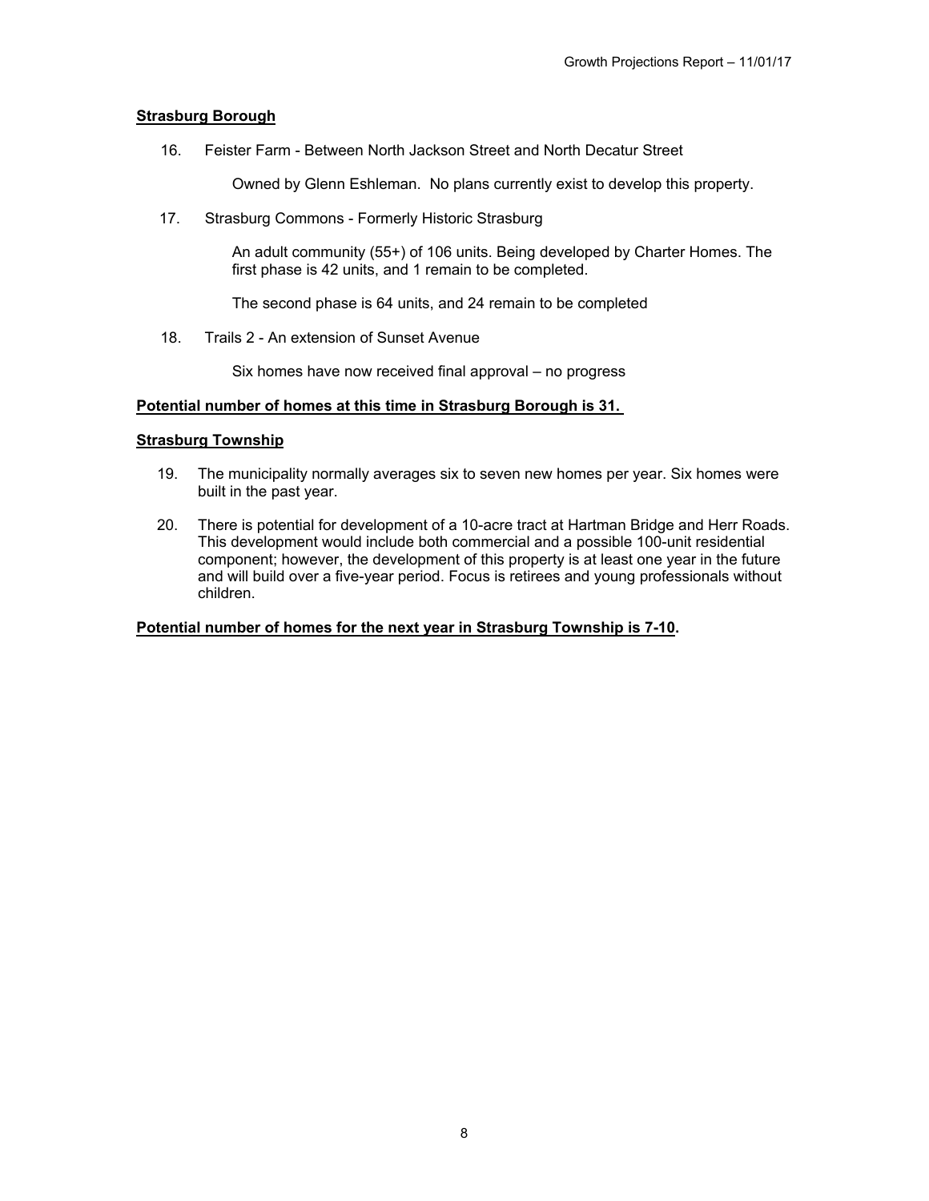**<u>Strasburg Borough</u>**

16. Feister Farm - Between North Jackson Street and North Decatur Street

    Owned by Glenn Eshleman. No plans currently exist to develop this property.

17. Strasburg Commons - Formerly Historic Strasburg

    An adult community (55+) of 106 units. Being developed by Charter Homes. The first phase is 42 units, and 1 remain to be completed.

    The second phase is 64 units, and 24 remain to be completed

18. Trails 2 - An extension of Sunset Avenue

    Six homes have now received final approval – no progress

**<u>Potential number of homes at this time in Strasburg Borough is 31.</u>**

**<u>Strasburg Township</u>**

19. The municipality normally averages six to seven new homes per year. Six homes were built in the past year.

20. There is potential for development of a 10-acre tract at Hartman Bridge and Herr Roads. This development would include both commercial and a possible 100-unit residential component; however, the development of this property is at least one year in the future and will build over a five-year period. Focus is retirees and young professionals without children.

**<u>Potential number of homes for the next year in Strasburg Township is 7-10</u>.**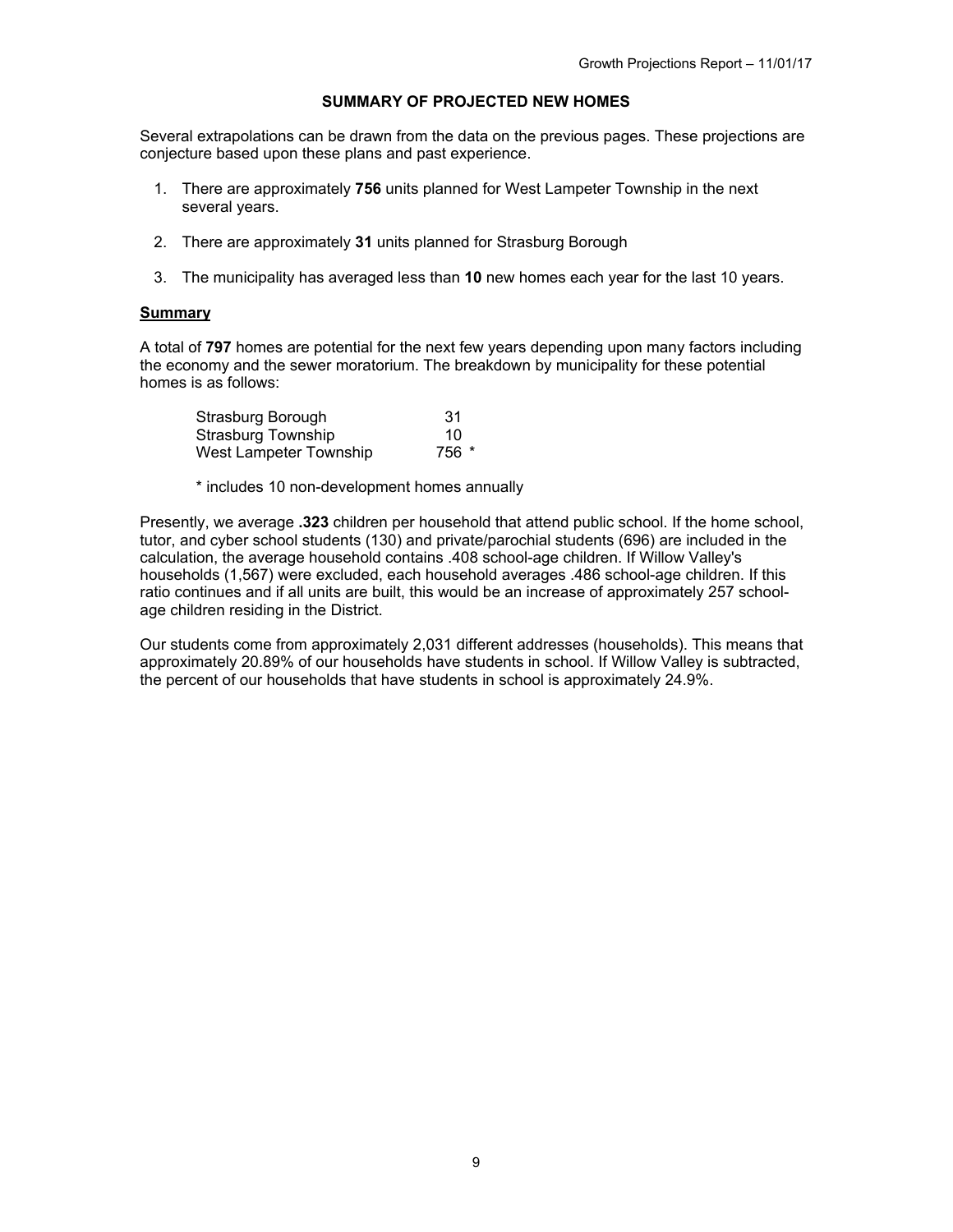## SUMMARY OF PROJECTED NEW HOMES

Several extrapolations can be drawn from the data on the previous pages. These projections are conjecture based upon these plans and past experience.

1. There are approximately **756** units planned for West Lampeter Township in the next several years.
2. There are approximately **31** units planned for Strasburg Borough
3. The municipality has averaged less than **10** new homes each year for the last 10 years.

### Summary

A total of **797** homes are potential for the next few years depending upon many factors including the economy and the sewer moratorium. The breakdown by municipality for these potential homes is as follows:

| | |
|---|---|
| Strasburg Borough | 31 |
| Strasburg Township | 10 |
| West Lampeter Township | 756 * |

* includes 10 non-development homes annually

Presently, we average **.323** children per household that attend public school. If the home school, tutor, and cyber school students (130) and private/parochial students (696) are included in the calculation, the average household contains .408 school-age children. If Willow Valley's households (1,567) were excluded, each household averages .486 school-age children. If this ratio continues and if all units are built, this would be an increase of approximately 257 school-age children residing in the District.

Our students come from approximately 2,031 different addresses (households). This means that approximately 20.89% of our households have students in school. If Willow Valley is subtracted, the percent of our households that have students in school is approximately 24.9%.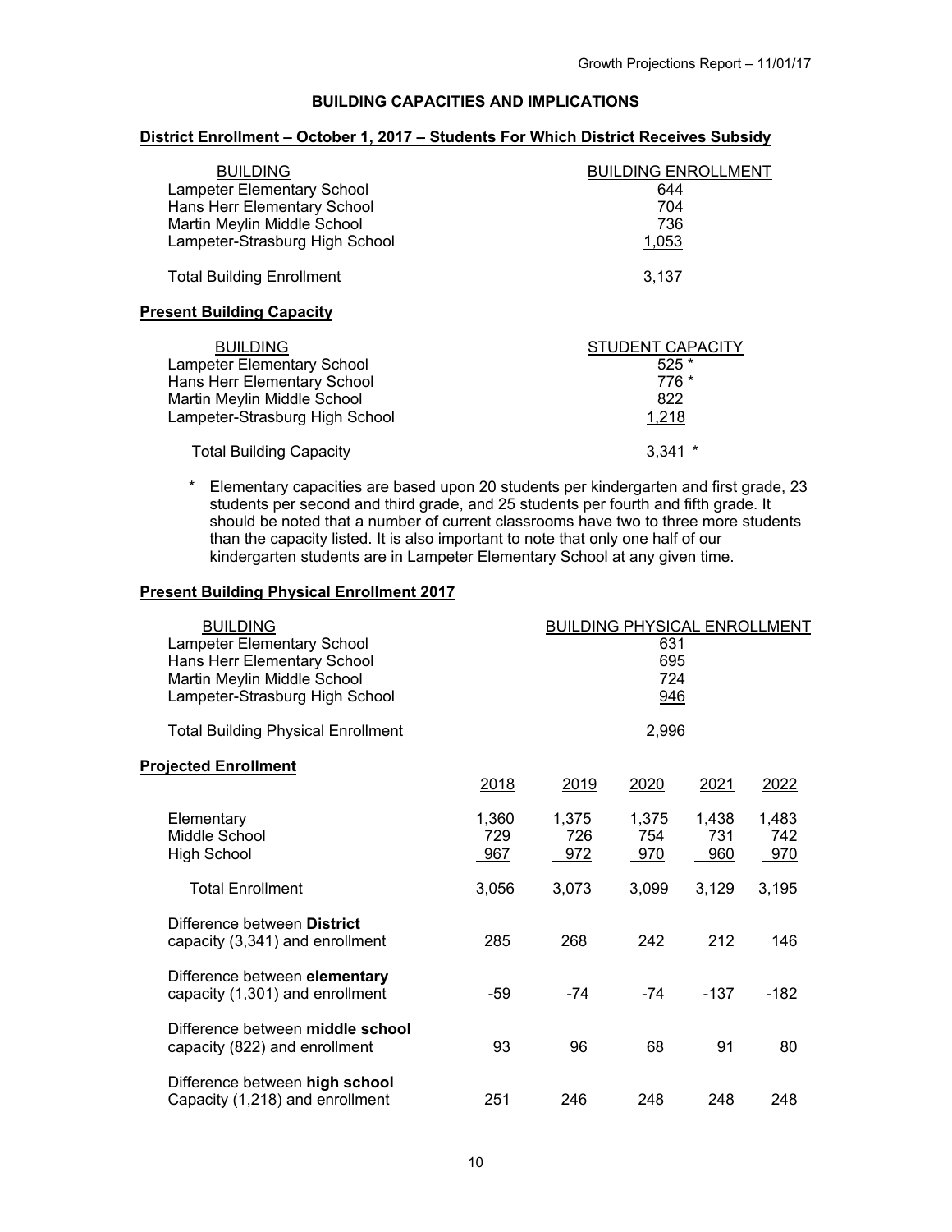## BUILDING CAPACITIES AND IMPLICATIONS

### District Enrollment – October 1, 2017 – Students For Which District Receives Subsidy

| BUILDING | BUILDING ENROLLMENT |
|---|---|
| Lampeter Elementary School | 644 |
| Hans Herr Elementary School | 704 |
| Martin Meylin Middle School | 736 |
| Lampeter-Strasburg High School | 1,053 |
| Total Building Enrollment | 3,137 |

### Present Building Capacity

| BUILDING | STUDENT CAPACITY |
|---|---|
| Lampeter Elementary School | 525 * |
| Hans Herr Elementary School | 776 * |
| Martin Meylin Middle School | 822 |
| Lampeter-Strasburg High School | 1,218 |
| Total Building Capacity | 3,341 * |

\* Elementary capacities are based upon 20 students per kindergarten and first grade, 23 students per second and third grade, and 25 students per fourth and fifth grade. It should be noted that a number of current classrooms have two to three more students than the capacity listed. It is also important to note that only one half of our kindergarten students are in Lampeter Elementary School at any given time.

### Present Building Physical Enrollment 2017

| BUILDING | BUILDING PHYSICAL ENROLLMENT |
|---|---|
| Lampeter Elementary School | 631 |
| Hans Herr Elementary School | 695 |
| Martin Meylin Middle School | 724 |
| Lampeter-Strasburg High School | 946 |
| Total Building Physical Enrollment | 2,996 |

### Projected Enrollment

| | 2018 | 2019 | 2020 | 2021 | 2022 |
|---|---|---|---|---|---|
| Elementary | 1,360 | 1,375 | 1,375 | 1,438 | 1,483 |
| Middle School | 729 | 726 | 754 | 731 | 742 |
| High School | 967 | 972 | 970 | 960 | 970 |
| Total Enrollment | 3,056 | 3,073 | 3,099 | 3,129 | 3,195 |
| Difference between **District** capacity (3,341) and enrollment | 285 | 268 | 242 | 212 | 146 |
| Difference between **elementary** capacity (1,301) and enrollment | -59 | -74 | -74 | -137 | -182 |
| Difference between **middle school** capacity (822) and enrollment | 93 | 96 | 68 | 91 | 80 |
| Difference between **high school** Capacity (1,218) and enrollment | 251 | 246 | 248 | 248 | 248 |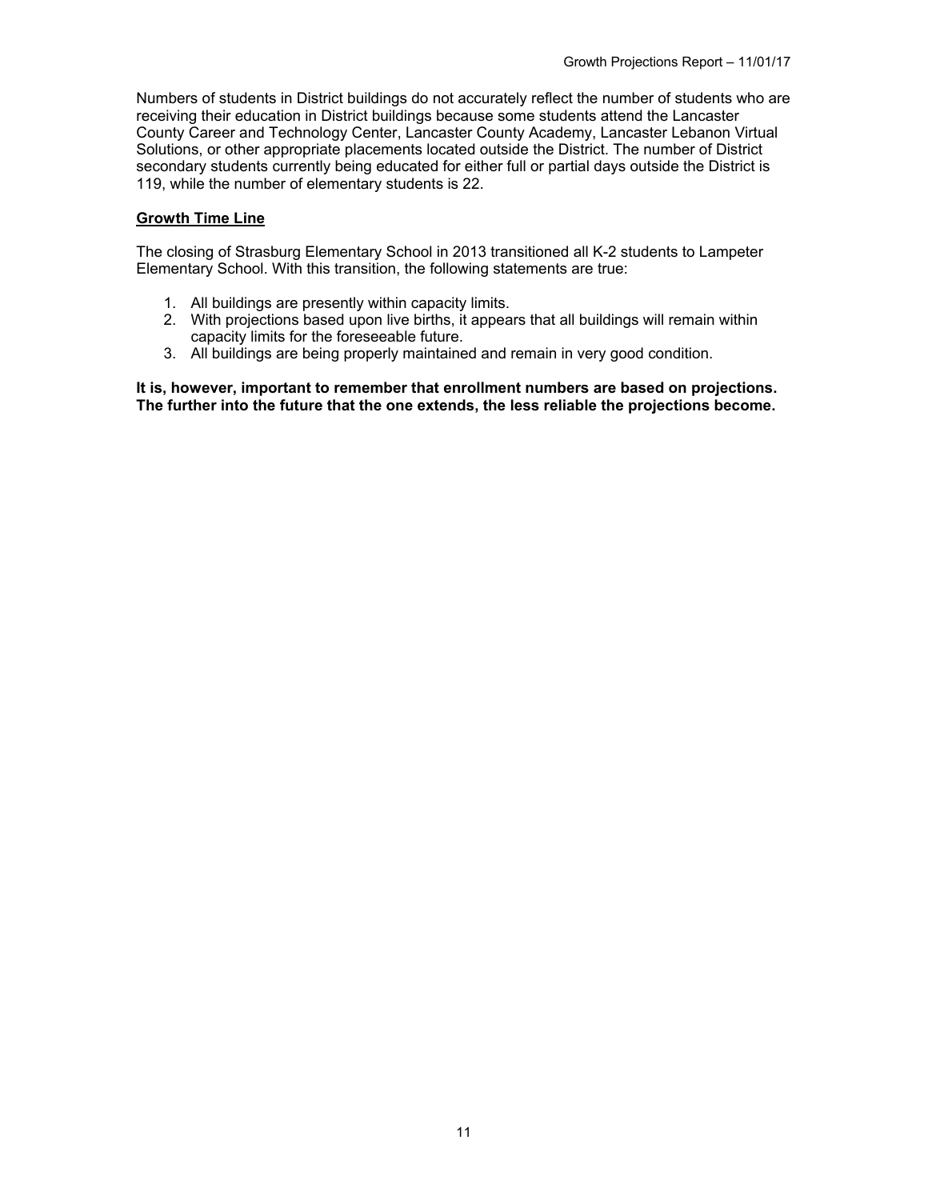Numbers of students in District buildings do not accurately reflect the number of students who are receiving their education in District buildings because some students attend the Lancaster County Career and Technology Center, Lancaster County Academy, Lancaster Lebanon Virtual Solutions, or other appropriate placements located outside the District. The number of District secondary students currently being educated for either full or partial days outside the District is 119, while the number of elementary students is 22.

**Growth Time Line**

The closing of Strasburg Elementary School in 2013 transitioned all K-2 students to Lampeter Elementary School. With this transition, the following statements are true:

1. All buildings are presently within capacity limits.
2. With projections based upon live births, it appears that all buildings will remain within capacity limits for the foreseeable future.
3. All buildings are being properly maintained and remain in very good condition.

**It is, however, important to remember that enrollment numbers are based on projections. The further into the future that the one extends, the less reliable the projections become.**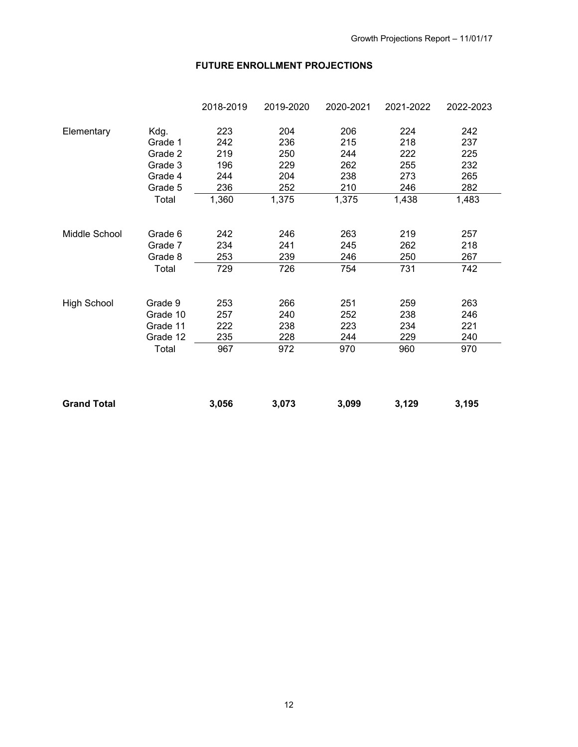## FUTURE ENROLLMENT PROJECTIONS

| | | 2018-2019 | 2019-2020 | 2020-2021 | 2021-2022 | 2022-2023 |
|---|---|---|---|---|---|---|
| Elementary | Kdg. | 223 | 204 | 206 | 224 | 242 |
| | Grade 1 | 242 | 236 | 215 | 218 | 237 |
| | Grade 2 | 219 | 250 | 244 | 222 | 225 |
| | Grade 3 | 196 | 229 | 262 | 255 | 232 |
| | Grade 4 | 244 | 204 | 238 | 273 | 265 |
| | Grade 5 | 236 | 252 | 210 | 246 | 282 |
| | Total | 1,360 | 1,375 | 1,375 | 1,438 | 1,483 |
| Middle School | Grade 6 | 242 | 246 | 263 | 219 | 257 |
| | Grade 7 | 234 | 241 | 245 | 262 | 218 |
| | Grade 8 | 253 | 239 | 246 | 250 | 267 |
| | Total | 729 | 726 | 754 | 731 | 742 |
| High School | Grade 9 | 253 | 266 | 251 | 259 | 263 |
| | Grade 10 | 257 | 240 | 252 | 238 | 246 |
| | Grade 11 | 222 | 238 | 223 | 234 | 221 |
| | Grade 12 | 235 | 228 | 244 | 229 | 240 |
| | Total | 967 | 972 | 970 | 960 | 970 |
| **Grand Total** | | **3,056** | **3,073** | **3,099** | **3,129** | **3,195** |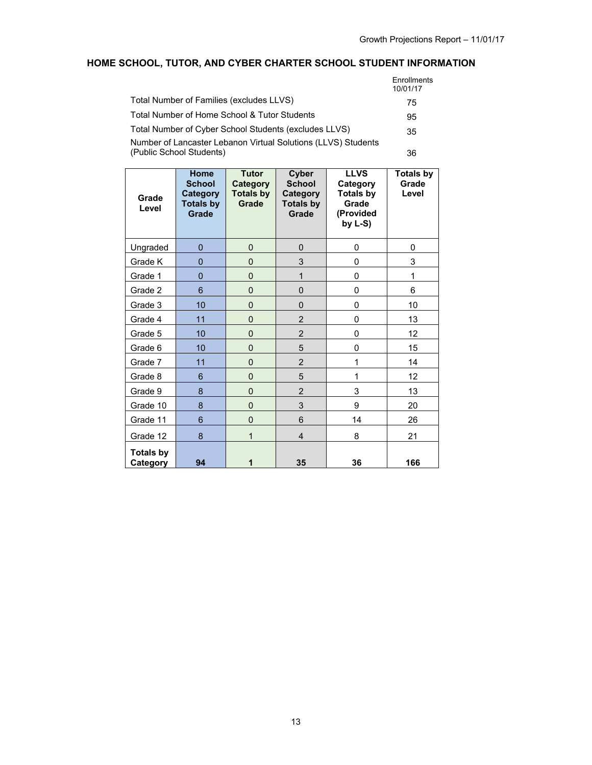## HOME SCHOOL, TUTOR, AND CYBER CHARTER SCHOOL STUDENT INFORMATION

| | Enrollments 10/01/17 |
|---|---|
| Total Number of Families (excludes LLVS) | 75 |
| Total Number of Home School & Tutor Students | 95 |
| Total Number of Cyber School Students (excludes LLVS) | 35 |
| Number of Lancaster Lebanon Virtual Solutions (LLVS) Students (Public School Students) | 36 |

| Grade Level | Home School Category Totals by Grade | Tutor Category Totals by Grade | Cyber School Category Totals by Grade | LLVS Category Totals by Grade (Provided by L-S) | Totals by Grade Level |
|---|---|---|---|---|---|
| Ungraded | 0 | 0 | 0 | 0 | 0 |
| Grade K | 0 | 0 | 3 | 0 | 3 |
| Grade 1 | 0 | 0 | 1 | 0 | 1 |
| Grade 2 | 6 | 0 | 0 | 0 | 6 |
| Grade 3 | 10 | 0 | 0 | 0 | 10 |
| Grade 4 | 11 | 0 | 2 | 0 | 13 |
| Grade 5 | 10 | 0 | 2 | 0 | 12 |
| Grade 6 | 10 | 0 | 5 | 0 | 15 |
| Grade 7 | 11 | 0 | 2 | 1 | 14 |
| Grade 8 | 6 | 0 | 5 | 1 | 12 |
| Grade 9 | 8 | 0 | 2 | 3 | 13 |
| Grade 10 | 8 | 0 | 3 | 9 | 20 |
| Grade 11 | 6 | 0 | 6 | 14 | 26 |
| Grade 12 | 8 | 1 | 4 | 8 | 21 |
| **Totals by Category** | **94** | **1** | **35** | **36** | **166** |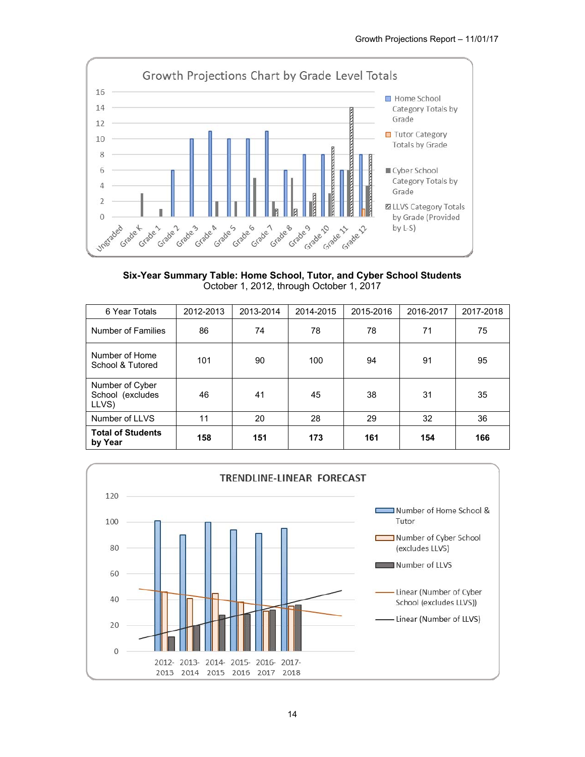Growth Projections Chart by Grade Level Totals

**Six-Year Summary Table: Home School, Tutor, and Cyber School Students**
October 1, 2012, through October 1, 2017

| 6 Year Totals | 2012-2013 | 2013-2014 | 2014-2015 | 2015-2016 | 2016-2017 | 2017-2018 |
|---|---|---|---|---|---|---|
| Number of Families | 86 | 74 | 78 | 78 | 71 | 75 |
| Number of Home School & Tutored | 101 | 90 | 100 | 94 | 91 | 95 |
| Number of Cyber School (excludes LLVS) | 46 | 41 | 45 | 38 | 31 | 35 |
| Number of LLVS | 11 | 20 | 28 | 29 | 32 | 36 |
| **Total of Students by Year** | **158** | **151** | **173** | **161** | **154** | **166** |

TRENDLINE-LINEAR FORECAST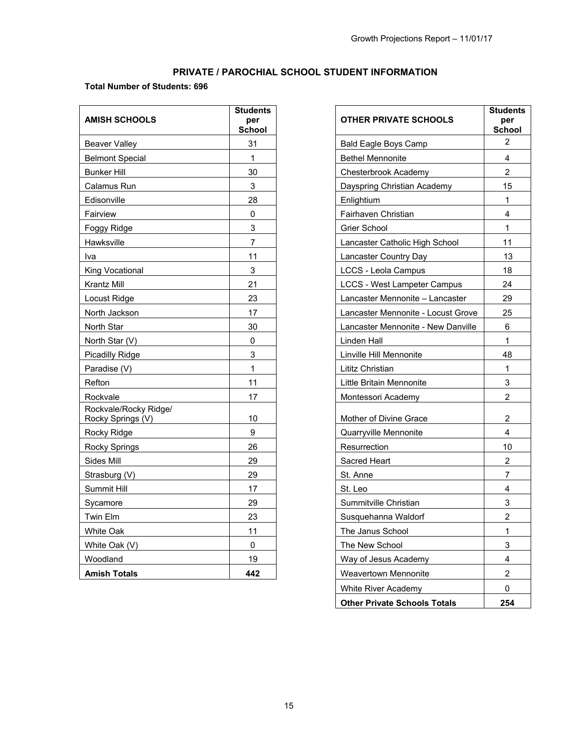## PRIVATE / PAROCHIAL SCHOOL STUDENT INFORMATION

**Total Number of Students: 696**

| AMISH SCHOOLS | Students per School |
|---|---|
| Beaver Valley | 31 |
| Belmont Special | 1 |
| Bunker Hill | 30 |
| Calamus Run | 3 |
| Edisonville | 28 |
| Fairview | 0 |
| Foggy Ridge | 3 |
| Hawksville | 7 |
| Iva | 11 |
| King Vocational | 3 |
| Krantz Mill | 21 |
| Locust Ridge | 23 |
| North Jackson | 17 |
| North Star | 30 |
| North Star (V) | 0 |
| Picadilly Ridge | 3 |
| Paradise (V) | 1 |
| Refton | 11 |
| Rockvale | 17 |
| Rockvale/Rocky Ridge/ Rocky Springs (V) | 10 |
| Rocky Ridge | 9 |
| Rocky Springs | 26 |
| Sides Mill | 29 |
| Strasburg (V) | 29 |
| Summit Hill | 17 |
| Sycamore | 29 |
| Twin Elm | 23 |
| White Oak | 11 |
| White Oak (V) | 0 |
| Woodland | 19 |
| **Amish Totals** | **442** |

| OTHER PRIVATE SCHOOLS | Students per School |
|---|---|
| Bald Eagle Boys Camp | 2 |
| Bethel Mennonite | 4 |
| Chesterbrook Academy | 2 |
| Dayspring Christian Academy | 15 |
| Enlightium | 1 |
| Fairhaven Christian | 4 |
| Grier School | 1 |
| Lancaster Catholic High School | 11 |
| Lancaster Country Day | 13 |
| LCCS - Leola Campus | 18 |
| LCCS - West Lampeter Campus | 24 |
| Lancaster Mennonite – Lancaster | 29 |
| Lancaster Mennonite - Locust Grove | 25 |
| Lancaster Mennonite - New Danville | 6 |
| Linden Hall | 1 |
| Linville Hill Mennonite | 48 |
| Lititz Christian | 1 |
| Little Britain Mennonite | 3 |
| Montessori Academy | 2 |
| Mother of Divine Grace | 2 |
| Quarryville Mennonite | 4 |
| Resurrection | 10 |
| Sacred Heart | 2 |
| St. Anne | 7 |
| St. Leo | 4 |
| Summitville Christian | 3 |
| Susquehanna Waldorf | 2 |
| The Janus School | 1 |
| The New School | 3 |
| Way of Jesus Academy | 4 |
| Weavertown Mennonite | 2 |
| White River Academy | 0 |
| **Other Private Schools Totals** | **254** |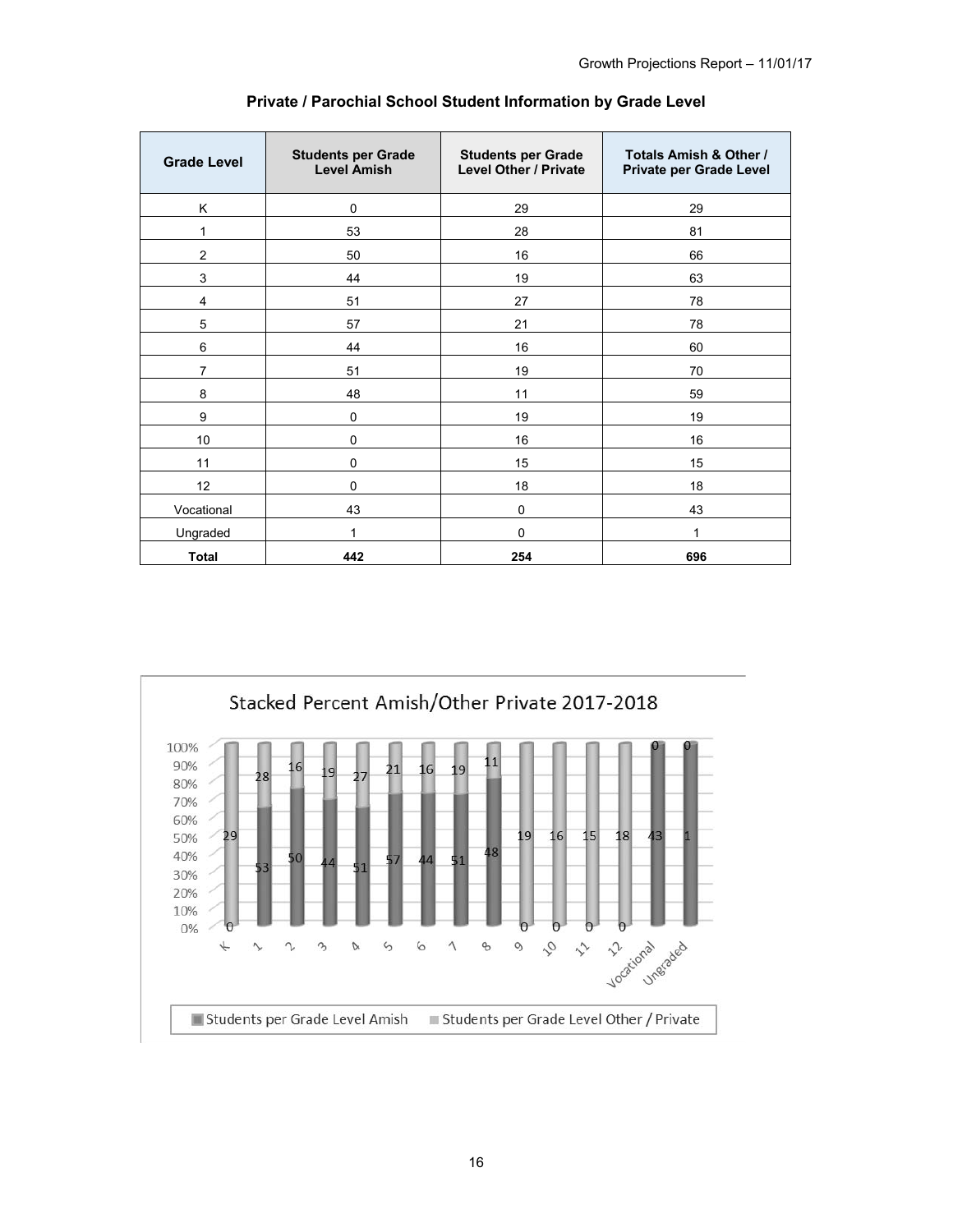## Private / Parochial School Student Information by Grade Level

| Grade Level | Students per Grade Level Amish | Students per Grade Level Other / Private | Totals Amish & Other / Private per Grade Level |
|---|---|---|---|
| K | 0 | 29 | 29 |
| 1 | 53 | 28 | 81 |
| 2 | 50 | 16 | 66 |
| 3 | 44 | 19 | 63 |
| 4 | 51 | 27 | 78 |
| 5 | 57 | 21 | 78 |
| 6 | 44 | 16 | 60 |
| 7 | 51 | 19 | 70 |
| 8 | 48 | 11 | 59 |
| 9 | 0 | 19 | 19 |
| 10 | 0 | 16 | 16 |
| 11 | 0 | 15 | 15 |
| 12 | 0 | 18 | 18 |
| Vocational | 43 | 0 | 43 |
| Ungraded | 1 | 0 | 1 |
| **Total** | **442** | **254** | **696** |

Stacked Percent Amish/Other Private 2017-2018

| Grade | Students per Grade Level Amish | Students per Grade Level Other / Private |
|---|---|---|
| K | 0 | 29 |
| 1 | 53 | 28 |
| 2 | 50 | 16 |
| 3 | 44 | 19 |
| 4 | 51 | 27 |
| 5 | 57 | 21 |
| 6 | 44 | 16 |
| 7 | 51 | 19 |
| 8 | 48 | 11 |
| 9 | 0 | 19 |
| 10 | 0 | 16 |
| 11 | 0 | 15 |
| 12 | 0 | 18 |
| Vocational | 43 | 0 |
| Ungraded | 1 | 0 |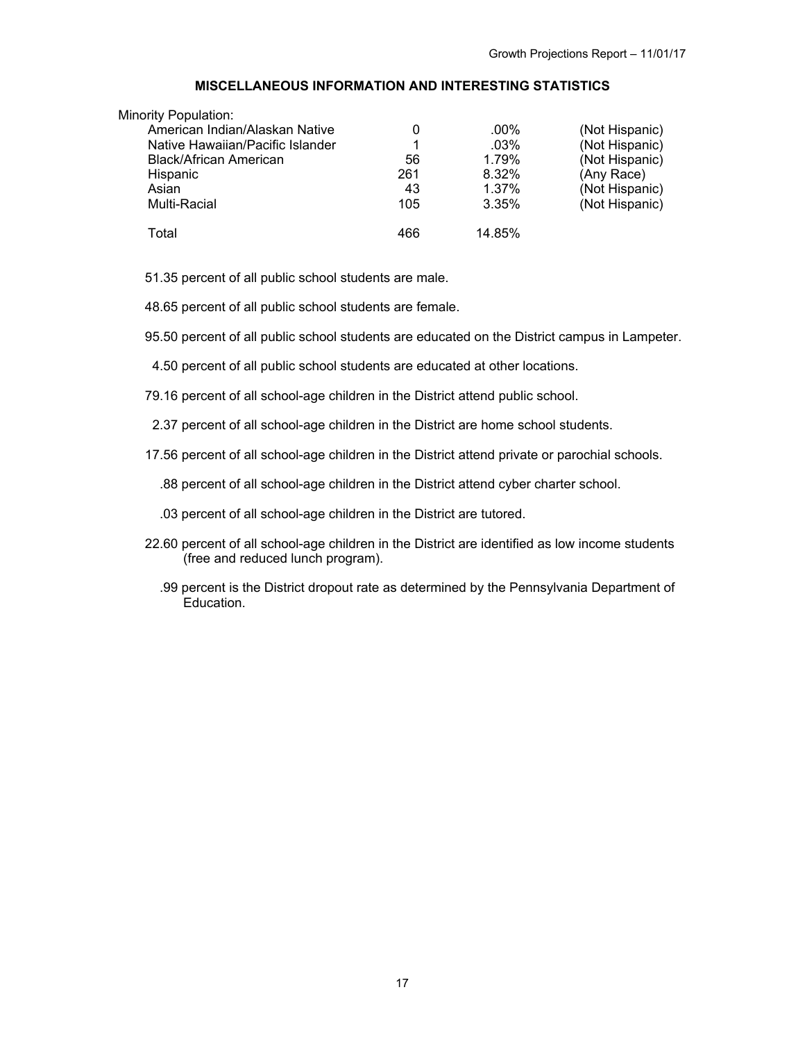## MISCELLANEOUS INFORMATION AND INTERESTING STATISTICS

Minority Population:

| | | | |
|---|---|---|---|
| American Indian/Alaskan Native | 0 | .00% | (Not Hispanic) |
| Native Hawaiian/Pacific Islander | 1 | .03% | (Not Hispanic) |
| Black/African American | 56 | 1.79% | (Not Hispanic) |
| Hispanic | 261 | 8.32% | (Any Race) |
| Asian | 43 | 1.37% | (Not Hispanic) |
| Multi-Racial | 105 | 3.35% | (Not Hispanic) |
| Total | 466 | 14.85% | |

51.35 percent of all public school students are male.

48.65 percent of all public school students are female.

95.50 percent of all public school students are educated on the District campus in Lampeter.

4.50 percent of all public school students are educated at other locations.

79.16 percent of all school-age children in the District attend public school.

2.37 percent of all school-age children in the District are home school students.

17.56 percent of all school-age children in the District attend private or parochial schools.

.88 percent of all school-age children in the District attend cyber charter school.

.03 percent of all school-age children in the District are tutored.

22.60 percent of all school-age children in the District are identified as low income students (free and reduced lunch program).

.99 percent is the District dropout rate as determined by the Pennsylvania Department of Education.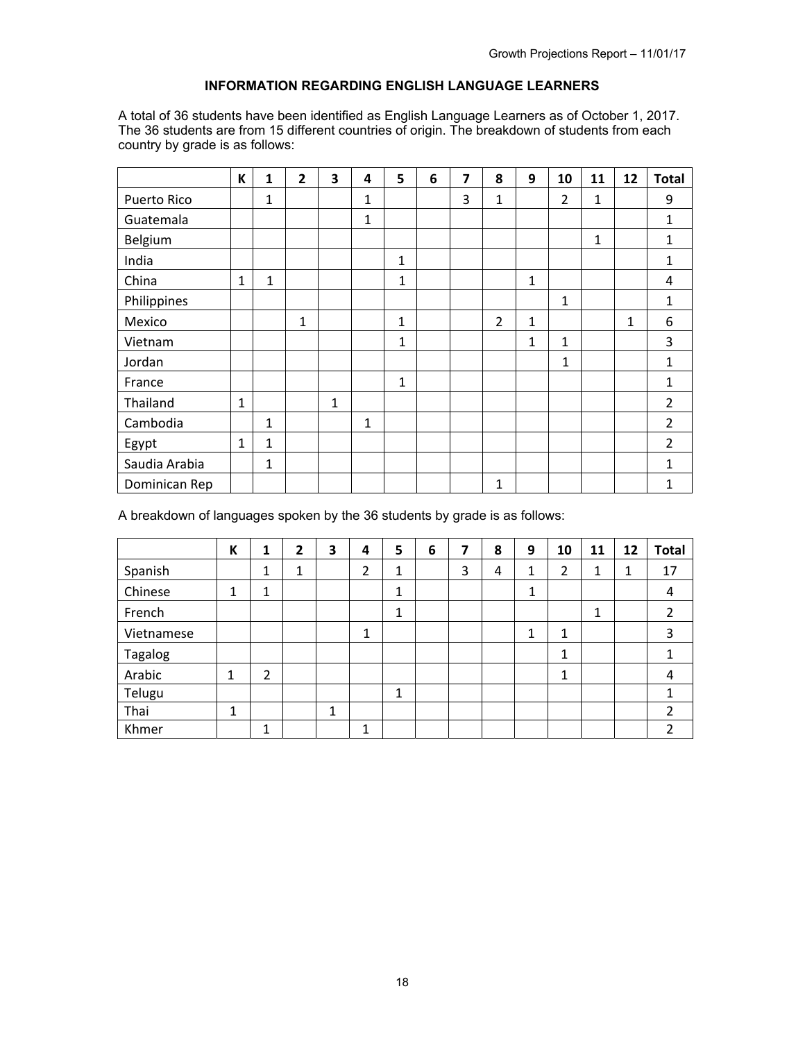## INFORMATION REGARDING ENGLISH LANGUAGE LEARNERS

A total of 36 students have been identified as English Language Learners as of October 1, 2017. The 36 students are from 15 different countries of origin. The breakdown of students from each country by grade is as follows:

| | K | 1 | 2 | 3 | 4 | 5 | 6 | 7 | 8 | 9 | 10 | 11 | 12 | Total |
|---|---|---|---|---|---|---|---|---|---|---|---|---|---|---|
| Puerto Rico | | 1 | | | 1 | | | 3 | 1 | | 2 | 1 | | 9 |
| Guatemala | | | | | 1 | | | | | | | | | 1 |
| Belgium | | | | | | | | | | | | 1 | | 1 |
| India | | | | | | 1 | | | | | | | | 1 |
| China | 1 | 1 | | | | 1 | | | | 1 | | | | 4 |
| Philippines | | | | | | | | | | | 1 | | | 1 |
| Mexico | | | 1 | | | 1 | | | 2 | 1 | | | 1 | 6 |
| Vietnam | | | | | | 1 | | | | 1 | 1 | | | 3 |
| Jordan | | | | | | | | | | | 1 | | | 1 |
| France | | | | | | 1 | | | | | | | | 1 |
| Thailand | 1 | | | 1 | | | | | | | | | | 2 |
| Cambodia | | 1 | | | 1 | | | | | | | | | 2 |
| Egypt | 1 | 1 | | | | | | | | | | | | 2 |
| Saudia Arabia | | 1 | | | | | | | | | | | | 1 |
| Dominican Rep | | | | | | | | | 1 | | | | | 1 |

A breakdown of languages spoken by the 36 students by grade is as follows:

| | K | 1 | 2 | 3 | 4 | 5 | 6 | 7 | 8 | 9 | 10 | 11 | 12 | Total |
|---|---|---|---|---|---|---|---|---|---|---|---|---|---|---|
| Spanish | | 1 | 1 | | 2 | 1 | | 3 | 4 | 1 | 2 | 1 | 1 | 17 |
| Chinese | 1 | 1 | | | | 1 | | | | 1 | | | | 4 |
| French | | | | | | 1 | | | | | | 1 | | 2 |
| Vietnamese | | | | | 1 | | | | | 1 | 1 | | | 3 |
| Tagalog | | | | | | | | | | | 1 | | | 1 |
| Arabic | 1 | 2 | | | | | | | | | 1 | | | 4 |
| Telugu | | | | | | 1 | | | | | | | | 1 |
| Thai | 1 | | | 1 | | | | | | | | | | 2 |
| Khmer | | 1 | | | 1 | | | | | | | | | 2 |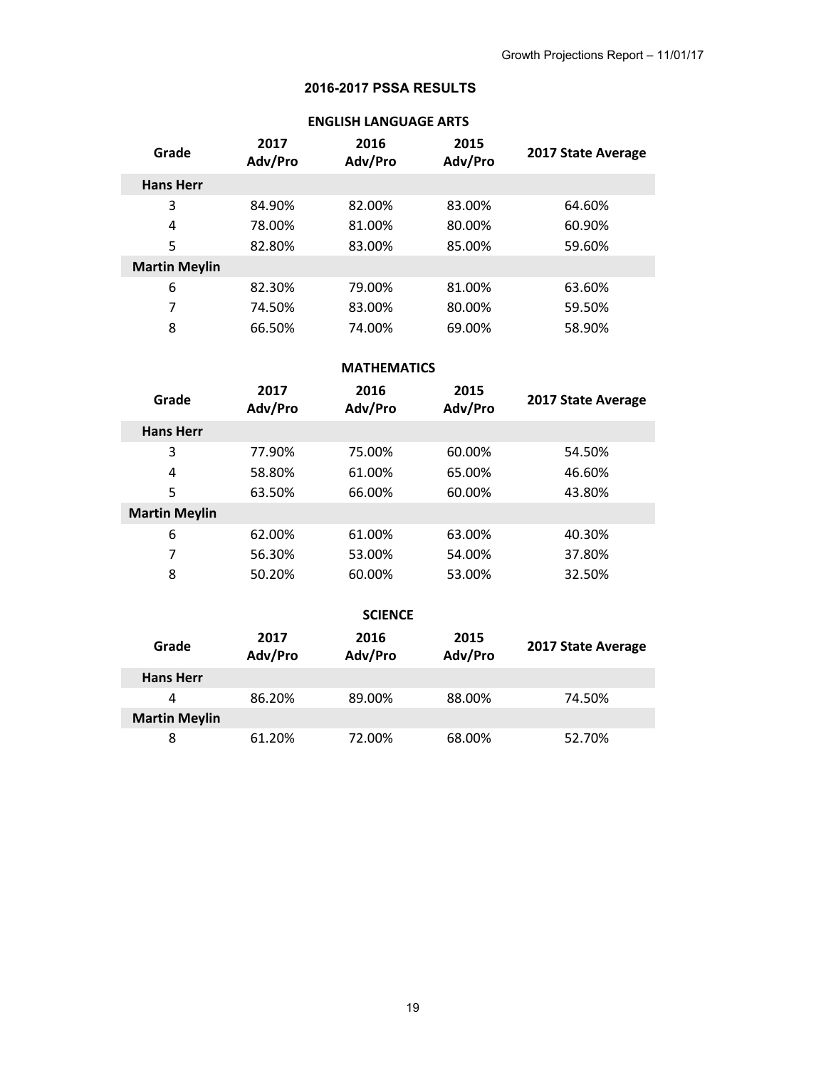## 2016-2017 PSSA RESULTS

### ENGLISH LANGUAGE ARTS

| Grade | 2017 Adv/Pro | 2016 Adv/Pro | 2015 Adv/Pro | 2017 State Average |
|---|---|---|---|---|
| **Hans Herr** | | | | |
| 3 | 84.90% | 82.00% | 83.00% | 64.60% |
| 4 | 78.00% | 81.00% | 80.00% | 60.90% |
| 5 | 82.80% | 83.00% | 85.00% | 59.60% |
| **Martin Meylin** | | | | |
| 6 | 82.30% | 79.00% | 81.00% | 63.60% |
| 7 | 74.50% | 83.00% | 80.00% | 59.50% |
| 8 | 66.50% | 74.00% | 69.00% | 58.90% |

### MATHEMATICS

| Grade | 2017 Adv/Pro | 2016 Adv/Pro | 2015 Adv/Pro | 2017 State Average |
|---|---|---|---|---|
| **Hans Herr** | | | | |
| 3 | 77.90% | 75.00% | 60.00% | 54.50% |
| 4 | 58.80% | 61.00% | 65.00% | 46.60% |
| 5 | 63.50% | 66.00% | 60.00% | 43.80% |
| **Martin Meylin** | | | | |
| 6 | 62.00% | 61.00% | 63.00% | 40.30% |
| 7 | 56.30% | 53.00% | 54.00% | 37.80% |
| 8 | 50.20% | 60.00% | 53.00% | 32.50% |

### SCIENCE

| Grade | 2017 Adv/Pro | 2016 Adv/Pro | 2015 Adv/Pro | 2017 State Average |
|---|---|---|---|---|
| **Hans Herr** | | | | |
| 4 | 86.20% | 89.00% | 88.00% | 74.50% |
| **Martin Meylin** | | | | |
| 8 | 61.20% | 72.00% | 68.00% | 52.70% |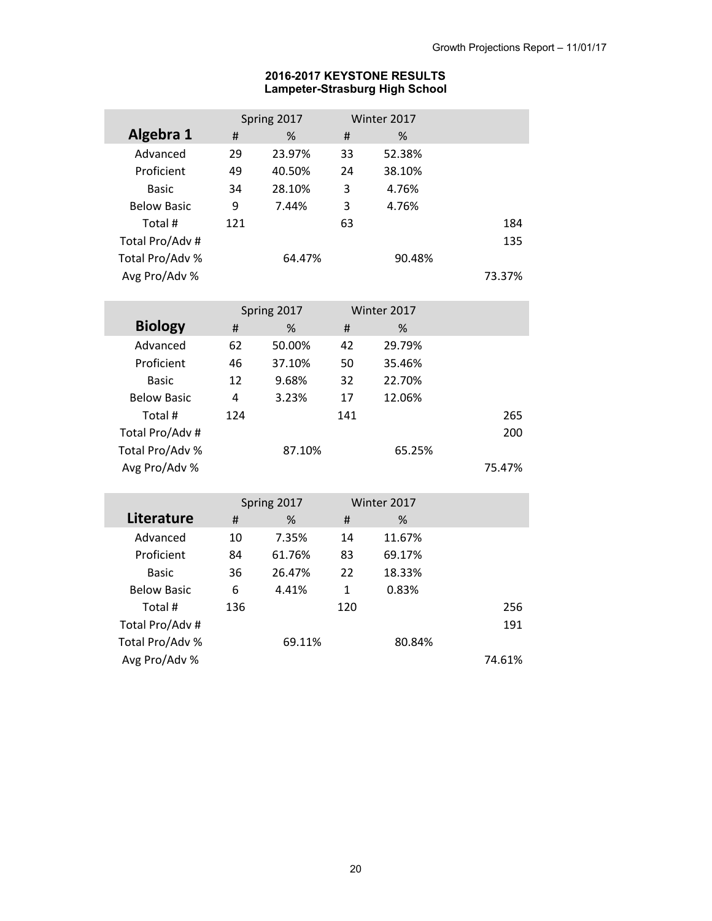**2016-2017 KEYSTONE RESULTS**
**Lampeter-Strasburg High School**

| Algebra 1 | Spring 2017 | | Winter 2017 | | |
|---|---|---|---|---|---|
| | # | % | # | % | |
| Advanced | 29 | 23.97% | 33 | 52.38% | |
| Proficient | 49 | 40.50% | 24 | 38.10% | |
| Basic | 34 | 28.10% | 3 | 4.76% | |
| Below Basic | 9 | 7.44% | 3 | 4.76% | |
| Total # | 121 | | 63 | | 184 |
| Total Pro/Adv # | | | | | 135 |
| Total Pro/Adv % | | 64.47% | | 90.48% | |
| Avg Pro/Adv % | | | | | 73.37% |

| Biology | Spring 2017 | | Winter 2017 | | |
|---|---|---|---|---|---|
| | # | % | # | % | |
| Advanced | 62 | 50.00% | 42 | 29.79% | |
| Proficient | 46 | 37.10% | 50 | 35.46% | |
| Basic | 12 | 9.68% | 32 | 22.70% | |
| Below Basic | 4 | 3.23% | 17 | 12.06% | |
| Total # | 124 | | 141 | | 265 |
| Total Pro/Adv # | | | | | 200 |
| Total Pro/Adv % | | 87.10% | | 65.25% | |
| Avg Pro/Adv % | | | | | 75.47% |

| Literature | Spring 2017 | | Winter 2017 | | |
|---|---|---|---|---|---|
| | # | % | # | % | |
| Advanced | 10 | 7.35% | 14 | 11.67% | |
| Proficient | 84 | 61.76% | 83 | 69.17% | |
| Basic | 36 | 26.47% | 22 | 18.33% | |
| Below Basic | 6 | 4.41% | 1 | 0.83% | |
| Total # | 136 | | 120 | | 256 |
| Total Pro/Adv # | | | | | 191 |
| Total Pro/Adv % | | 69.11% | | 80.84% | |
| Avg Pro/Adv % | | | | | 74.61% |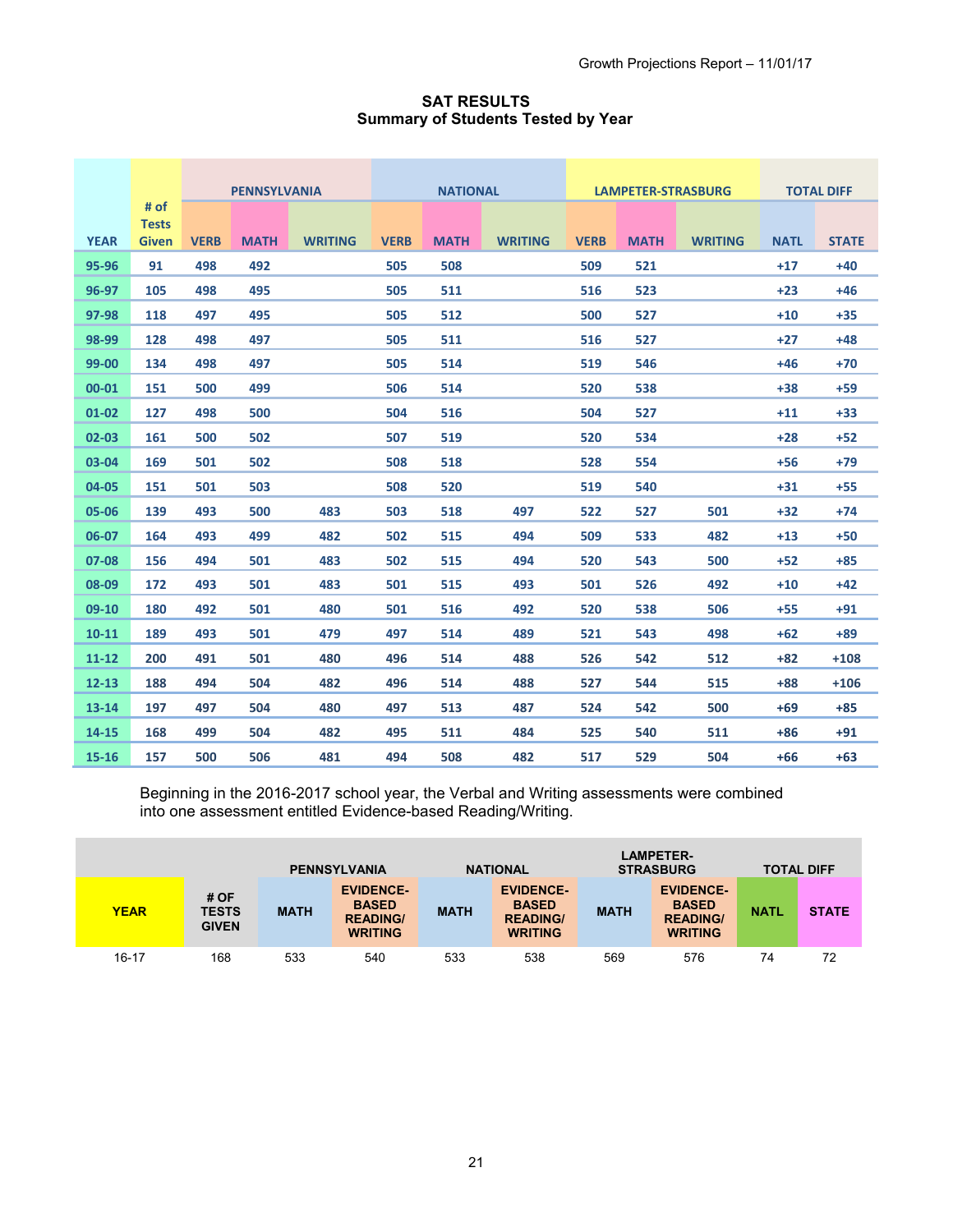## SAT RESULTS
### Summary of Students Tested by Year

| YEAR | # of Tests Given | PENNSYLVANIA | | | NATIONAL | | | LAMPETER-STRASBURG | | | TOTAL DIFF | |
|---|---|---|---|---|---|---|---|---|---|---|---|---|
| | | VERB | MATH | WRITING | VERB | MATH | WRITING | VERB | MATH | WRITING | NATL | STATE |
| 95-96 | 91 | 498 | 492 | | 505 | 508 | | 509 | 521 | | +17 | +40 |
| 96-97 | 105 | 498 | 495 | | 505 | 511 | | 516 | 523 | | +23 | +46 |
| 97-98 | 118 | 497 | 495 | | 505 | 512 | | 500 | 527 | | +10 | +35 |
| 98-99 | 128 | 498 | 497 | | 505 | 511 | | 516 | 527 | | +27 | +48 |
| 99-00 | 134 | 498 | 497 | | 505 | 514 | | 519 | 546 | | +46 | +70 |
| 00-01 | 151 | 500 | 499 | | 506 | 514 | | 520 | 538 | | +38 | +59 |
| 01-02 | 127 | 498 | 500 | | 504 | 516 | | 504 | 527 | | +11 | +33 |
| 02-03 | 161 | 500 | 502 | | 507 | 519 | | 520 | 534 | | +28 | +52 |
| 03-04 | 169 | 501 | 502 | | 508 | 518 | | 528 | 554 | | +56 | +79 |
| 04-05 | 151 | 501 | 503 | | 508 | 520 | | 519 | 540 | | +31 | +55 |
| 05-06 | 139 | 493 | 500 | 483 | 503 | 518 | 497 | 522 | 527 | 501 | +32 | +74 |
| 06-07 | 164 | 493 | 499 | 482 | 502 | 515 | 494 | 509 | 533 | 482 | +13 | +50 |
| 07-08 | 156 | 494 | 501 | 483 | 502 | 515 | 494 | 520 | 543 | 500 | +52 | +85 |
| 08-09 | 172 | 493 | 501 | 483 | 501 | 515 | 493 | 501 | 526 | 492 | +10 | +42 |
| 09-10 | 180 | 492 | 501 | 480 | 501 | 516 | 492 | 520 | 538 | 506 | +55 | +91 |
| 10-11 | 189 | 493 | 501 | 479 | 497 | 514 | 489 | 521 | 543 | 498 | +62 | +89 |
| 11-12 | 200 | 491 | 501 | 480 | 496 | 514 | 488 | 526 | 542 | 512 | +82 | +108 |
| 12-13 | 188 | 494 | 504 | 482 | 496 | 514 | 488 | 527 | 544 | 515 | +88 | +106 |
| 13-14 | 197 | 497 | 504 | 480 | 497 | 513 | 487 | 524 | 542 | 500 | +69 | +85 |
| 14-15 | 168 | 499 | 504 | 482 | 495 | 511 | 484 | 525 | 540 | 511 | +86 | +91 |
| 15-16 | 157 | 500 | 506 | 481 | 494 | 508 | 482 | 517 | 529 | 504 | +66 | +63 |

Beginning in the 2016-2017 school year, the Verbal and Writing assessments were combined into one assessment entitled Evidence-based Reading/Writing.

| YEAR | # OF TESTS GIVEN | PENNSYLVANIA | | NATIONAL | | LAMPETER-STRASBURG | | TOTAL DIFF | |
|---|---|---|---|---|---|---|---|---|---|
| | | MATH | EVIDENCE-BASED READING/ WRITING | MATH | EVIDENCE-BASED READING/ WRITING | MATH | EVIDENCE-BASED READING/ WRITING | NATL | STATE |
| 16-17 | 168 | 533 | 540 | 533 | 538 | 569 | 576 | 74 | 72 |